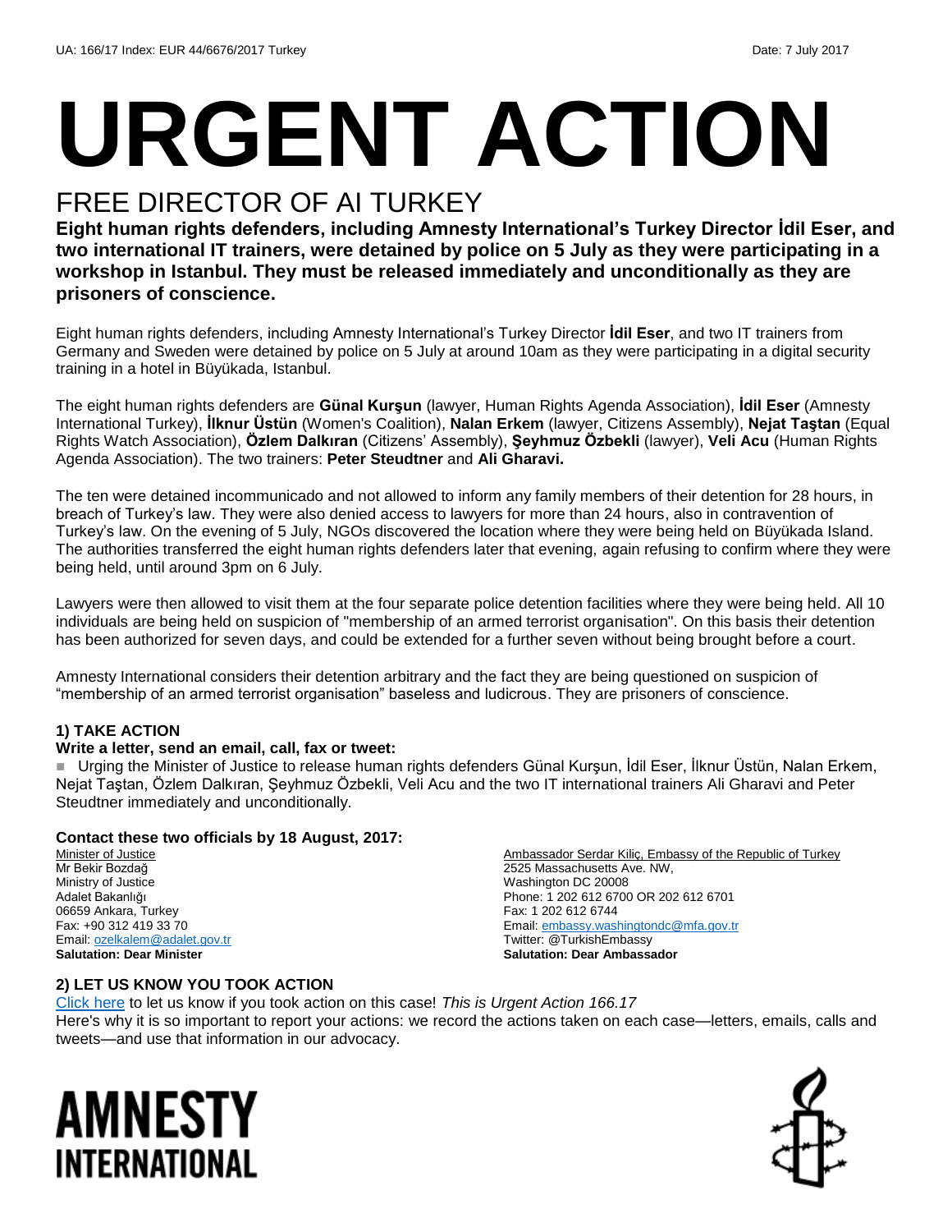UA: 166/17 Index: EUR 44/6676/2017 Turkey Date: 7 July 2017

# URGENT ACTION

## FREE DIRECTOR OF AI TURKEY

**Eight human rights defenders, including Amnesty International's Turkey Director İdil Eser, and two international IT trainers, were detained by police on 5 July as they were participating in a workshop in Istanbul. They must be released immediately and unconditionally as they are prisoners of conscience.**

Eight human rights defenders, including Amnesty International's Turkey Director **İdil Eser**, and two IT trainers from Germany and Sweden were detained by police on 5 July at around 10am as they were participating in a digital security training in a hotel in Büyükada, Istanbul.

The eight human rights defenders are **Günal Kurşun** (lawyer, Human Rights Agenda Association), **İdil Eser** (Amnesty International Turkey), **İlknur Üstün** (Women's Coalition), **Nalan Erkem** (lawyer, Citizens Assembly), **Nejat Taştan** (Equal Rights Watch Association), **Özlem Dalkıran** (Citizens' Assembly), **Şeyhmuz Özbekli** (lawyer), **Veli Acu** (Human Rights Agenda Association). The two trainers: **Peter Steudtner** and **Ali Gharavi.**

The ten were detained incommunicado and not allowed to inform any family members of their detention for 28 hours, in breach of Turkey's law. They were also denied access to lawyers for more than 24 hours, also in contravention of Turkey's law. On the evening of 5 July, NGOs discovered the location where they were being held on Büyükada Island. The authorities transferred the eight human rights defenders later that evening, again refusing to confirm where they were being held, until around 3pm on 6 July.

Lawyers were then allowed to visit them at the four separate police detention facilities where they were being held. All 10 individuals are being held on suspicion of "membership of an armed terrorist organisation". On this basis their detention has been authorized for seven days, and could be extended for a further seven without being brought before a court.

Amnesty International considers their detention arbitrary and the fact they are being questioned on suspicion of "membership of an armed terrorist organisation" baseless and ludicrous. They are prisoners of conscience.

### 1) TAKE ACTION

**Write a letter, send an email, call, fax or tweet:**

- Urging the Minister of Justice to release human rights defenders Günal Kurşun, İdil Eser, İlknur Üstün, Nalan Erkem, Nejat Taştan, Özlem Dalkıran, Şeyhmuz Özbekli, Veli Acu and the two IT international trainers Ali Gharavi and Peter Steudtner immediately and unconditionally.

**Contact these two officials by 18 August, 2017:**

Minister of Justice
Mr Bekir Bozdağ
Ministry of Justice
Adalet Bakanlığı
06659 Ankara, Turkey
Fax: +90 312 419 33 70
Email: ozelkalem@adalet.gov.tr
**Salutation: Dear Minister**

Ambassador Serdar Kiliç, Embassy of the Republic of Turkey
2525 Massachusetts Ave. NW,
Washington DC 20008
Phone: 1 202 612 6700 OR 202 612 6701
Fax: 1 202 612 6744
Email: embassy.washingtondc@mfa.gov.tr
Twitter: @TurkishEmbassy
**Salutation: Dear Ambassador**

### 2) LET US KNOW YOU TOOK ACTION

Click here to let us know if you took action on this case! *This is Urgent Action 166.17*
Here's why it is so important to report your actions: we record the actions taken on each case—letters, emails, calls and tweets—and use that information in our advocacy.

AMNESTY INTERNATIONAL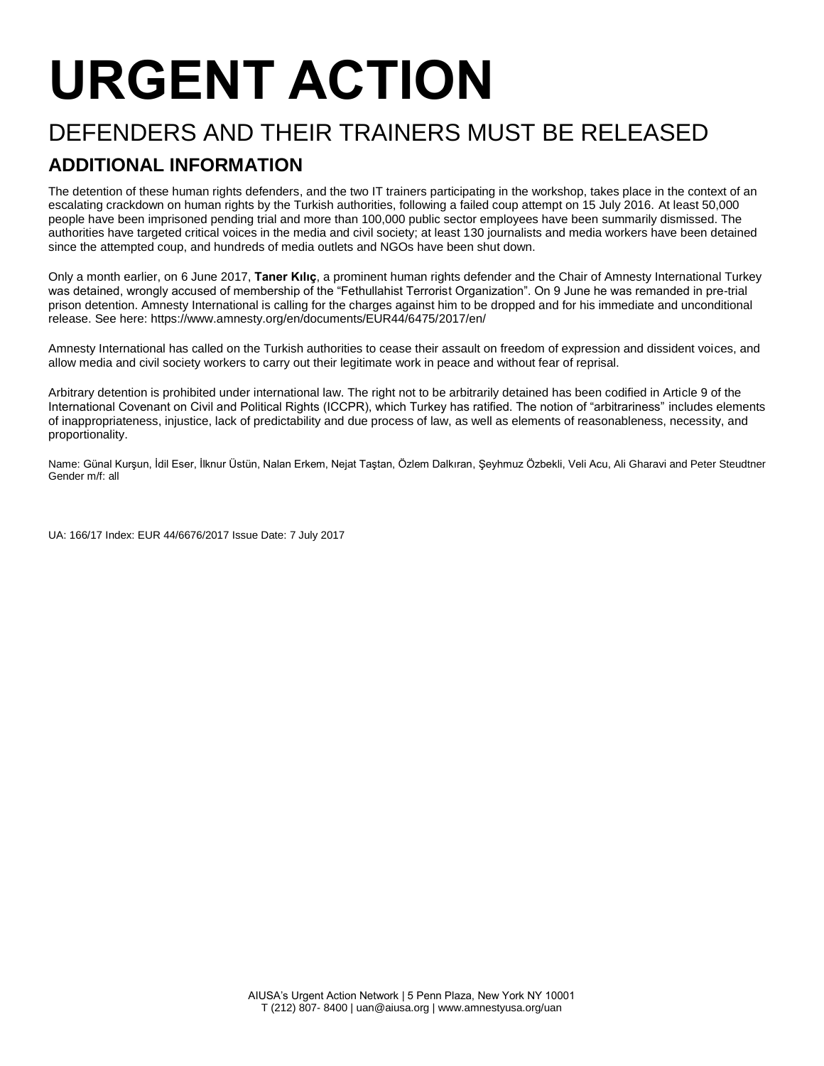# URGENT ACTION

## DEFENDERS AND THEIR TRAINERS MUST BE RELEASED

### ADDITIONAL INFORMATION

The detention of these human rights defenders, and the two IT trainers participating in the workshop, takes place in the context of an escalating crackdown on human rights by the Turkish authorities, following a failed coup attempt on 15 July 2016. At least 50,000 people have been imprisoned pending trial and more than 100,000 public sector employees have been summarily dismissed. The authorities have targeted critical voices in the media and civil society; at least 130 journalists and media workers have been detained since the attempted coup, and hundreds of media outlets and NGOs have been shut down.

Only a month earlier, on 6 June 2017, **Taner Kılıç**, a prominent human rights defender and the Chair of Amnesty International Turkey was detained, wrongly accused of membership of the "Fethullahist Terrorist Organization". On 9 June he was remanded in pre-trial prison detention. Amnesty International is calling for the charges against him to be dropped and for his immediate and unconditional release. See here: https://www.amnesty.org/en/documents/EUR44/6475/2017/en/

Amnesty International has called on the Turkish authorities to cease their assault on freedom of expression and dissident voices, and allow media and civil society workers to carry out their legitimate work in peace and without fear of reprisal.

Arbitrary detention is prohibited under international law. The right not to be arbitrarily detained has been codified in Article 9 of the International Covenant on Civil and Political Rights (ICCPR), which Turkey has ratified. The notion of "arbitrariness" includes elements of inappropriateness, injustice, lack of predictability and due process of law, as well as elements of reasonableness, necessity, and proportionality.

Name: Günal Kurşun, İdil Eser, İlknur Üstün, Nalan Erkem, Nejat Taştan, Özlem Dalkıran, Şeyhmuz Özbekli, Veli Acu, Ali Gharavi and Peter Steudtner
Gender m/f: all

UA: 166/17 Index: EUR 44/6676/2017 Issue Date: 7 July 2017

AIUSA's Urgent Action Network | 5 Penn Plaza, New York NY 10001
T (212) 807- 8400 | uan@aiusa.org | www.amnestyusa.org/uan